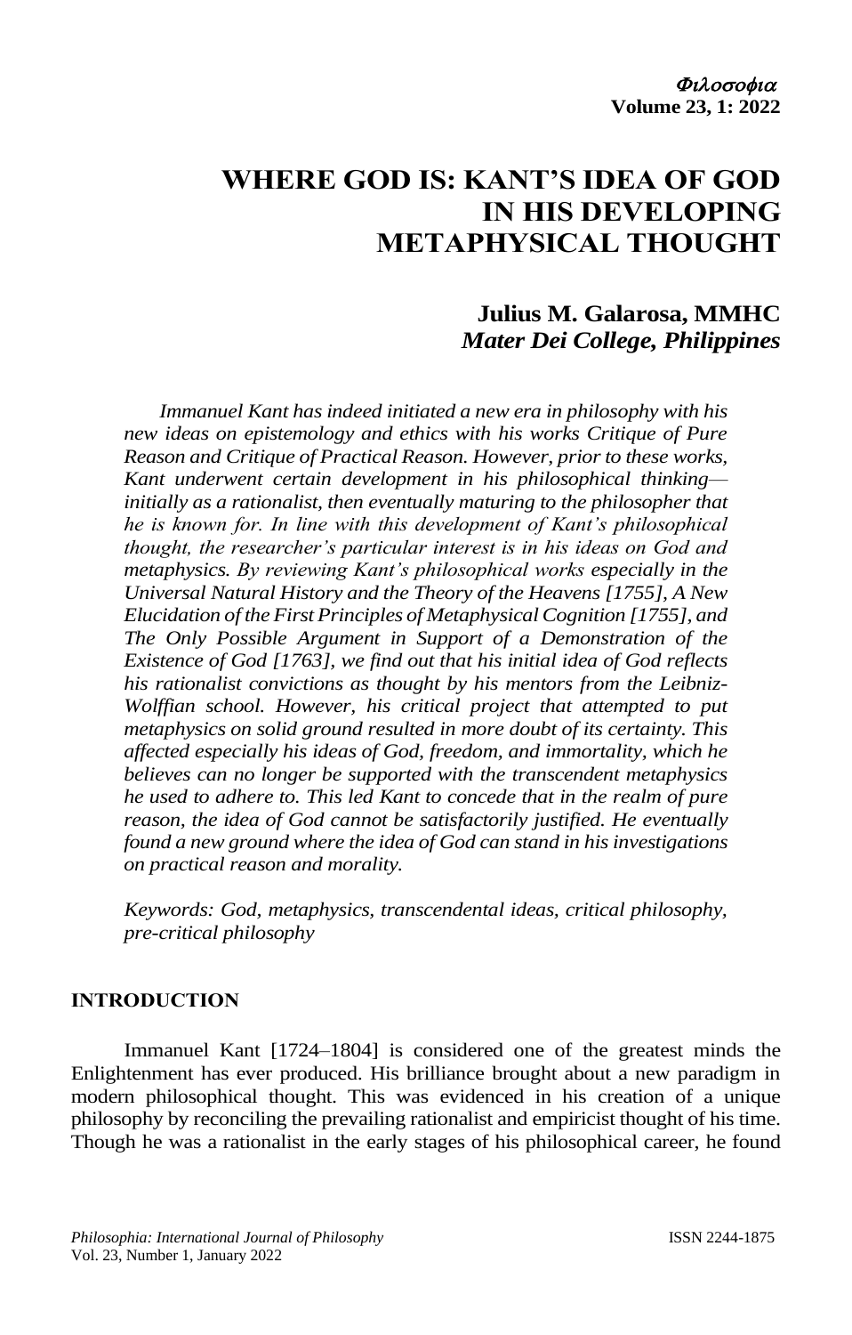# WHERE GOD IS: KANT'S IDEA OF GOD IN HIS DEVELOPING METAPHYSICAL THOUGHT

**Julius M. Galarosa, MMHC**
***Mater Dei College, Philippines***

*Immanuel Kant has indeed initiated a new era in philosophy with his new ideas on epistemology and ethics with his works Critique of Pure Reason and Critique of Practical Reason. However, prior to these works, Kant underwent certain development in his philosophical thinking—initially as a rationalist, then eventually maturing to the philosopher that he is known for. In line with this development of Kant's philosophical thought, the researcher's particular interest is in his ideas on God and metaphysics. By reviewing Kant's philosophical works especially in the Universal Natural History and the Theory of the Heavens [1755], A New Elucidation of the First Principles of Metaphysical Cognition [1755], and The Only Possible Argument in Support of a Demonstration of the Existence of God [1763], we find out that his initial idea of God reflects his rationalist convictions as thought by his mentors from the Leibniz-Wolffian school. However, his critical project that attempted to put metaphysics on solid ground resulted in more doubt of its certainty. This affected especially his ideas of God, freedom, and immortality, which he believes can no longer be supported with the transcendent metaphysics he used to adhere to. This led Kant to concede that in the realm of pure reason, the idea of God cannot be satisfactorily justified. He eventually found a new ground where the idea of God can stand in his investigations on practical reason and morality.*

*Keywords: God, metaphysics, transcendental ideas, critical philosophy, pre-critical philosophy*

## INTRODUCTION

Immanuel Kant [1724–1804] is considered one of the greatest minds the Enlightenment has ever produced. His brilliance brought about a new paradigm in modern philosophical thought. This was evidenced in his creation of a unique philosophy by reconciling the prevailing rationalist and empiricist thought of his time. Though he was a rationalist in the early stages of his philosophical career, he found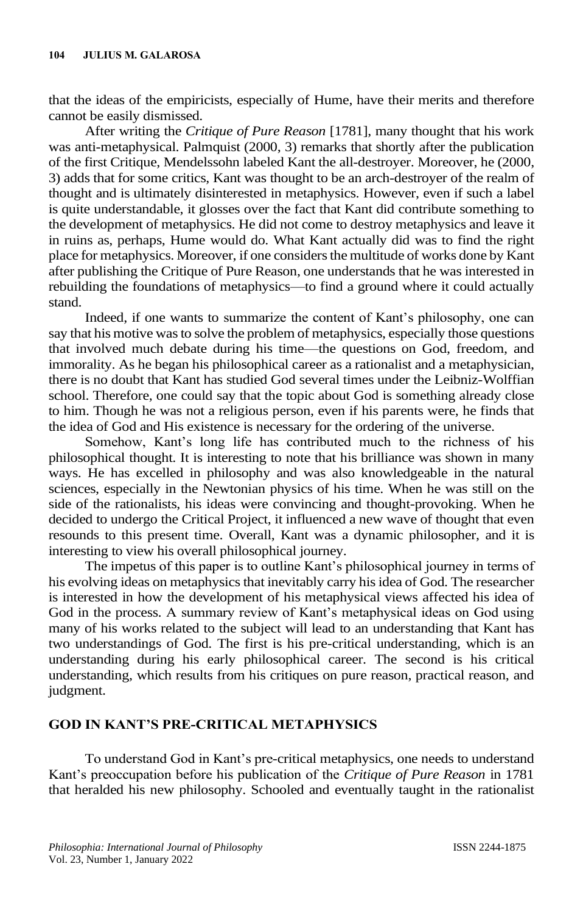that the ideas of the empiricists, especially of Hume, have their merits and therefore cannot be easily dismissed.

After writing the *Critique of Pure Reason* [1781], many thought that his work was anti-metaphysical. Palmquist (2000, 3) remarks that shortly after the publication of the first Critique, Mendelssohn labeled Kant the all-destroyer. Moreover, he (2000, 3) adds that for some critics, Kant was thought to be an arch-destroyer of the realm of thought and is ultimately disinterested in metaphysics. However, even if such a label is quite understandable, it glosses over the fact that Kant did contribute something to the development of metaphysics. He did not come to destroy metaphysics and leave it in ruins as, perhaps, Hume would do. What Kant actually did was to find the right place for metaphysics. Moreover, if one considers the multitude of works done by Kant after publishing the Critique of Pure Reason, one understands that he was interested in rebuilding the foundations of metaphysics—to find a ground where it could actually stand.

Indeed, if one wants to summarize the content of Kant's philosophy, one can say that his motive was to solve the problem of metaphysics, especially those questions that involved much debate during his time—the questions on God, freedom, and immorality. As he began his philosophical career as a rationalist and a metaphysician, there is no doubt that Kant has studied God several times under the Leibniz-Wolffian school. Therefore, one could say that the topic about God is something already close to him. Though he was not a religious person, even if his parents were, he finds that the idea of God and His existence is necessary for the ordering of the universe.

Somehow, Kant's long life has contributed much to the richness of his philosophical thought. It is interesting to note that his brilliance was shown in many ways. He has excelled in philosophy and was also knowledgeable in the natural sciences, especially in the Newtonian physics of his time. When he was still on the side of the rationalists, his ideas were convincing and thought-provoking. When he decided to undergo the Critical Project, it influenced a new wave of thought that even resounds to this present time. Overall, Kant was a dynamic philosopher, and it is interesting to view his overall philosophical journey.

The impetus of this paper is to outline Kant's philosophical journey in terms of his evolving ideas on metaphysics that inevitably carry his idea of God. The researcher is interested in how the development of his metaphysical views affected his idea of God in the process. A summary review of Kant's metaphysical ideas on God using many of his works related to the subject will lead to an understanding that Kant has two understandings of God. The first is his pre-critical understanding, which is an understanding during his early philosophical career. The second is his critical understanding, which results from his critiques on pure reason, practical reason, and judgment.

## GOD IN KANT'S PRE-CRITICAL METAPHYSICS

To understand God in Kant's pre-critical metaphysics, one needs to understand Kant's preoccupation before his publication of the *Critique of Pure Reason* in 1781 that heralded his new philosophy. Schooled and eventually taught in the rationalist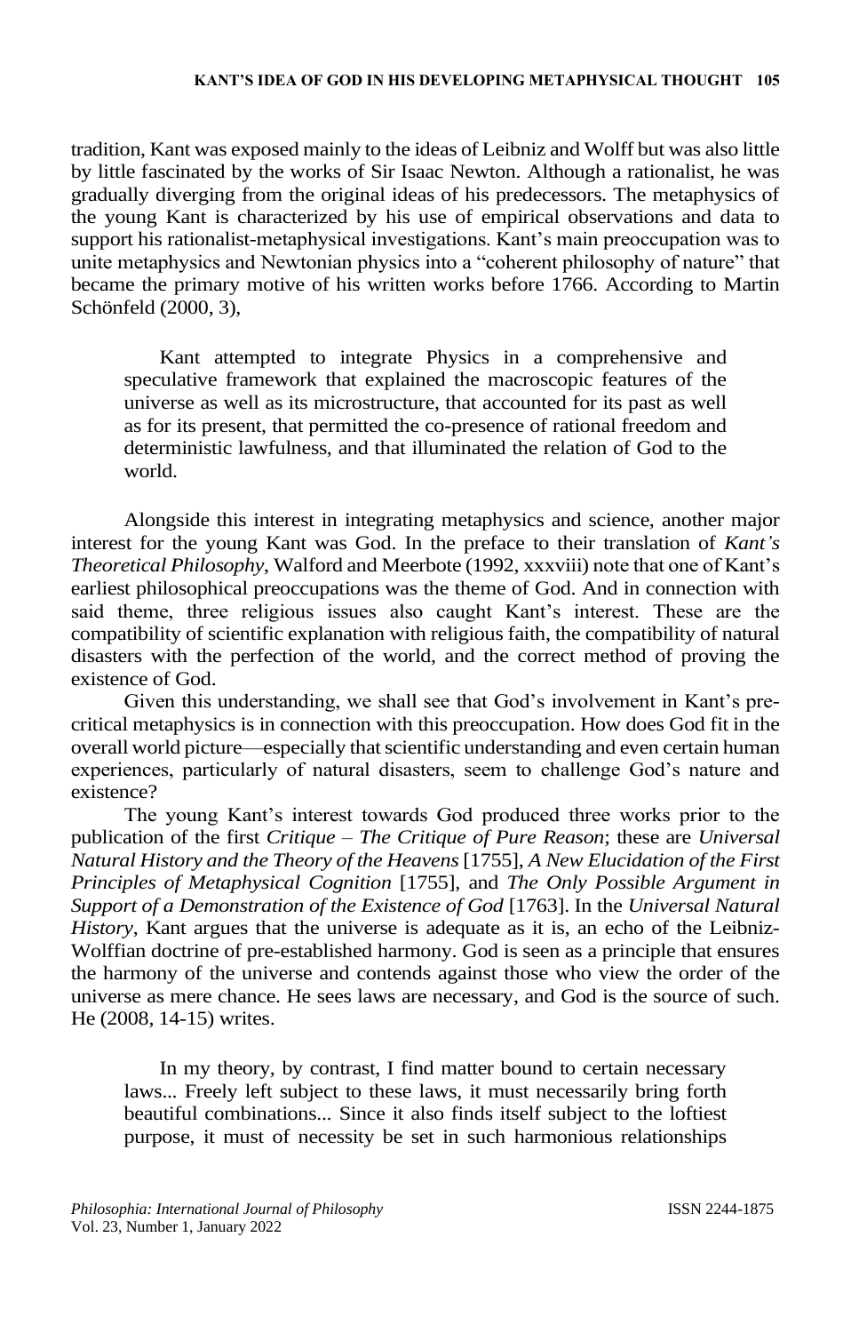tradition, Kant was exposed mainly to the ideas of Leibniz and Wolff but was also little by little fascinated by the works of Sir Isaac Newton. Although a rationalist, he was gradually diverging from the original ideas of his predecessors. The metaphysics of the young Kant is characterized by his use of empirical observations and data to support his rationalist-metaphysical investigations. Kant's main preoccupation was to unite metaphysics and Newtonian physics into a "coherent philosophy of nature" that became the primary motive of his written works before 1766. According to Martin Schönfeld (2000, 3),

> Kant attempted to integrate Physics in a comprehensive and speculative framework that explained the macroscopic features of the universe as well as its microstructure, that accounted for its past as well as for its present, that permitted the co-presence of rational freedom and deterministic lawfulness, and that illuminated the relation of God to the world.

Alongside this interest in integrating metaphysics and science, another major interest for the young Kant was God. In the preface to their translation of *Kant's Theoretical Philosophy*, Walford and Meerbote (1992, xxxviii) note that one of Kant's earliest philosophical preoccupations was the theme of God. And in connection with said theme, three religious issues also caught Kant's interest. These are the compatibility of scientific explanation with religious faith, the compatibility of natural disasters with the perfection of the world, and the correct method of proving the existence of God.

Given this understanding, we shall see that God's involvement in Kant's pre-critical metaphysics is in connection with this preoccupation. How does God fit in the overall world picture—especially that scientific understanding and even certain human experiences, particularly of natural disasters, seem to challenge God's nature and existence?

The young Kant's interest towards God produced three works prior to the publication of the first *Critique* – *The Critique of Pure Reason*; these are *Universal Natural History and the Theory of the Heavens* [1755], *A New Elucidation of the First Principles of Metaphysical Cognition* [1755], and *The Only Possible Argument in Support of a Demonstration of the Existence of God* [1763]. In the *Universal Natural History*, Kant argues that the universe is adequate as it is, an echo of the Leibniz-Wolffian doctrine of pre-established harmony. God is seen as a principle that ensures the harmony of the universe and contends against those who view the order of the universe as mere chance. He sees laws are necessary, and God is the source of such. He (2008, 14-15) writes.

> In my theory, by contrast, I find matter bound to certain necessary laws... Freely left subject to these laws, it must necessarily bring forth beautiful combinations... Since it also finds itself subject to the loftiest purpose, it must of necessity be set in such harmonious relationships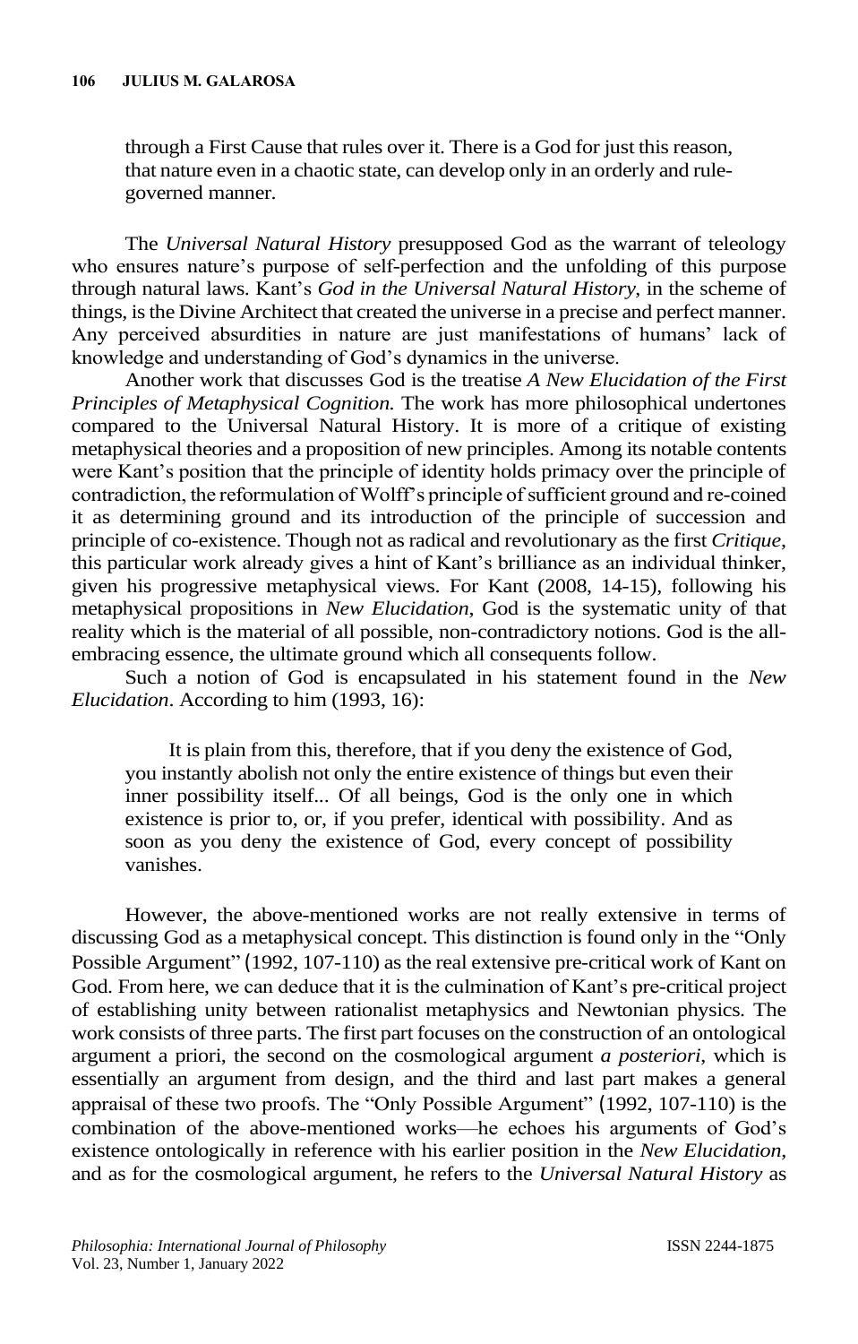> through a First Cause that rules over it. There is a God for just this reason, that nature even in a chaotic state, can develop only in an orderly and rule-governed manner.

The *Universal Natural History* presupposed God as the warrant of teleology who ensures nature's purpose of self-perfection and the unfolding of this purpose through natural laws. Kant's *God in the Universal Natural History*, in the scheme of things, is the Divine Architect that created the universe in a precise and perfect manner. Any perceived absurdities in nature are just manifestations of humans' lack of knowledge and understanding of God's dynamics in the universe.

Another work that discusses God is the treatise *A New Elucidation of the First Principles of Metaphysical Cognition.* The work has more philosophical undertones compared to the Universal Natural History. It is more of a critique of existing metaphysical theories and a proposition of new principles. Among its notable contents were Kant's position that the principle of identity holds primacy over the principle of contradiction, the reformulation of Wolff's principle of sufficient ground and re-coined it as determining ground and its introduction of the principle of succession and principle of co-existence. Though not as radical and revolutionary as the first *Critique*, this particular work already gives a hint of Kant's brilliance as an individual thinker, given his progressive metaphysical views. For Kant (2008, 14-15), following his metaphysical propositions in *New Elucidation*, God is the systematic unity of that reality which is the material of all possible, non-contradictory notions. God is the all-embracing essence, the ultimate ground which all consequents follow.

Such a notion of God is encapsulated in his statement found in the *New Elucidation*. According to him (1993, 16):

> It is plain from this, therefore, that if you deny the existence of God, you instantly abolish not only the entire existence of things but even their inner possibility itself... Of all beings, God is the only one in which existence is prior to, or, if you prefer, identical with possibility. And as soon as you deny the existence of God, every concept of possibility vanishes.

However, the above-mentioned works are not really extensive in terms of discussing God as a metaphysical concept. This distinction is found only in the "Only Possible Argument" (1992, 107-110) as the real extensive pre-critical work of Kant on God. From here, we can deduce that it is the culmination of Kant's pre-critical project of establishing unity between rationalist metaphysics and Newtonian physics. The work consists of three parts. The first part focuses on the construction of an ontological argument a priori, the second on the cosmological argument *a posteriori*, which is essentially an argument from design, and the third and last part makes a general appraisal of these two proofs. The "Only Possible Argument" (1992, 107-110) is the combination of the above-mentioned works—he echoes his arguments of God's existence ontologically in reference with his earlier position in the *New Elucidation*, and as for the cosmological argument, he refers to the *Universal Natural History* as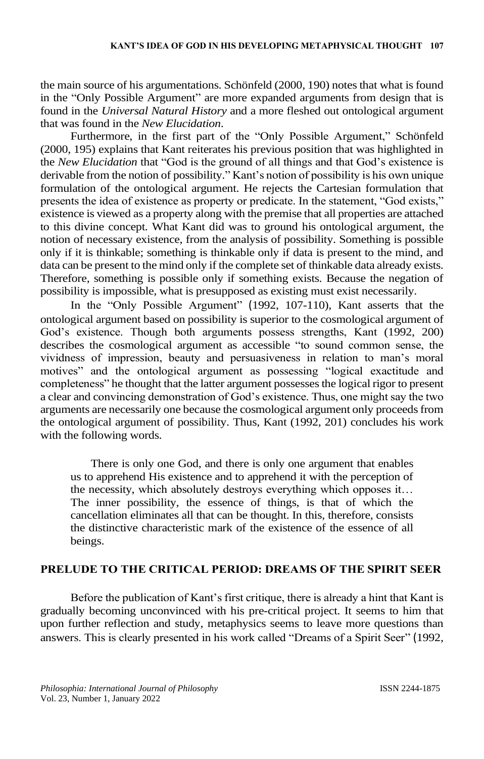the main source of his argumentations. Schönfeld (2000, 190) notes that what is found in the "Only Possible Argument" are more expanded arguments from design that is found in the *Universal Natural History* and a more fleshed out ontological argument that was found in the *New Elucidation*.

Furthermore, in the first part of the "Only Possible Argument," Schönfeld (2000, 195) explains that Kant reiterates his previous position that was highlighted in the *New Elucidation* that "God is the ground of all things and that God's existence is derivable from the notion of possibility." Kant's notion of possibility is his own unique formulation of the ontological argument. He rejects the Cartesian formulation that presents the idea of existence as property or predicate. In the statement, "God exists," existence is viewed as a property along with the premise that all properties are attached to this divine concept. What Kant did was to ground his ontological argument, the notion of necessary existence, from the analysis of possibility. Something is possible only if it is thinkable; something is thinkable only if data is present to the mind, and data can be present to the mind only if the complete set of thinkable data already exists. Therefore, something is possible only if something exists. Because the negation of possibility is impossible, what is presupposed as existing must exist necessarily.

In the "Only Possible Argument" (1992, 107-110), Kant asserts that the ontological argument based on possibility is superior to the cosmological argument of God's existence. Though both arguments possess strengths, Kant (1992, 200) describes the cosmological argument as accessible "to sound common sense, the vividness of impression, beauty and persuasiveness in relation to man's moral motives" and the ontological argument as possessing "logical exactitude and completeness" he thought that the latter argument possesses the logical rigor to present a clear and convincing demonstration of God's existence. Thus, one might say the two arguments are necessarily one because the cosmological argument only proceeds from the ontological argument of possibility. Thus, Kant (1992, 201) concludes his work with the following words.

> There is only one God, and there is only one argument that enables us to apprehend His existence and to apprehend it with the perception of the necessity, which absolutely destroys everything which opposes it… The inner possibility, the essence of things, is that of which the cancellation eliminates all that can be thought. In this, therefore, consists the distinctive characteristic mark of the existence of the essence of all beings.

## PRELUDE TO THE CRITICAL PERIOD: DREAMS OF THE SPIRIT SEER

Before the publication of Kant's first critique, there is already a hint that Kant is gradually becoming unconvinced with his pre-critical project. It seems to him that upon further reflection and study, metaphysics seems to leave more questions than answers. This is clearly presented in his work called "Dreams of a Spirit Seer" (1992,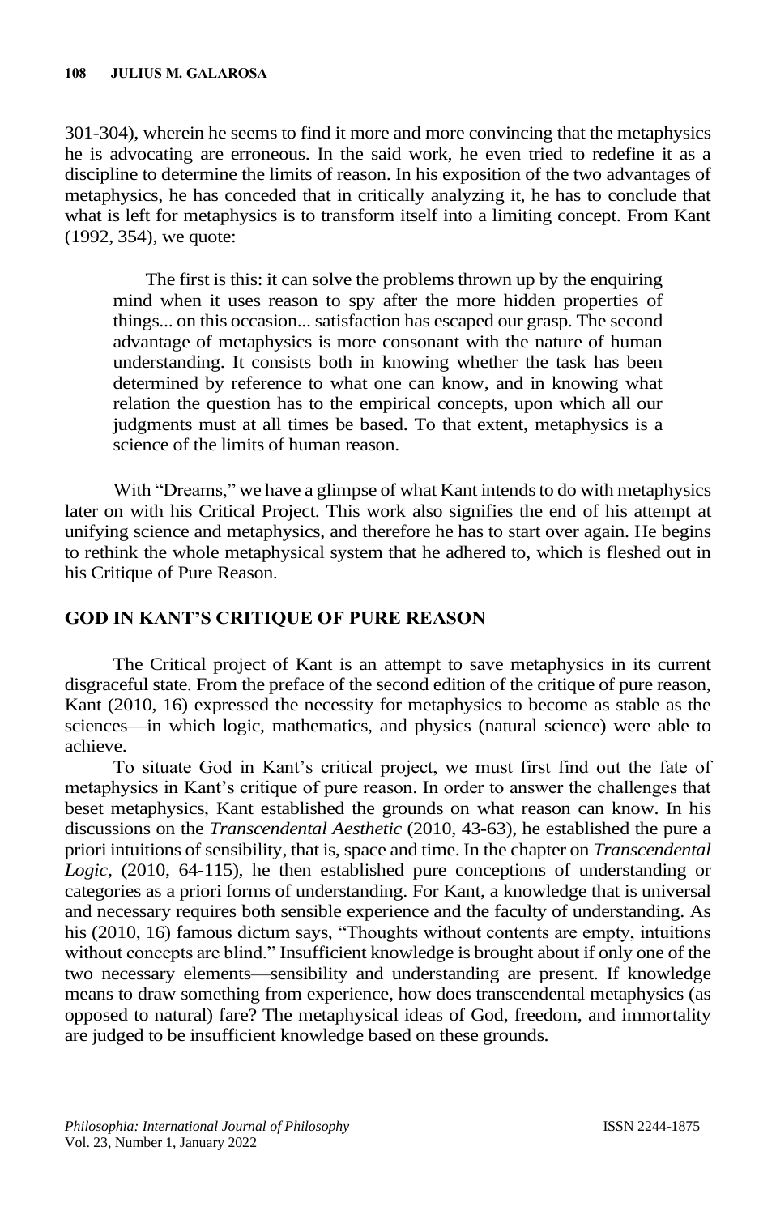301-304), wherein he seems to find it more and more convincing that the metaphysics he is advocating are erroneous. In the said work, he even tried to redefine it as a discipline to determine the limits of reason. In his exposition of the two advantages of metaphysics, he has conceded that in critically analyzing it, he has to conclude that what is left for metaphysics is to transform itself into a limiting concept. From Kant (1992, 354), we quote:

> The first is this: it can solve the problems thrown up by the enquiring mind when it uses reason to spy after the more hidden properties of things... on this occasion... satisfaction has escaped our grasp. The second advantage of metaphysics is more consonant with the nature of human understanding. It consists both in knowing whether the task has been determined by reference to what one can know, and in knowing what relation the question has to the empirical concepts, upon which all our judgments must at all times be based. To that extent, metaphysics is a science of the limits of human reason.

With "Dreams," we have a glimpse of what Kant intends to do with metaphysics later on with his Critical Project. This work also signifies the end of his attempt at unifying science and metaphysics, and therefore he has to start over again. He begins to rethink the whole metaphysical system that he adhered to, which is fleshed out in his Critique of Pure Reason.

## GOD IN KANT'S CRITIQUE OF PURE REASON

The Critical project of Kant is an attempt to save metaphysics in its current disgraceful state. From the preface of the second edition of the critique of pure reason, Kant (2010, 16) expressed the necessity for metaphysics to become as stable as the sciences—in which logic, mathematics, and physics (natural science) were able to achieve.

To situate God in Kant's critical project, we must first find out the fate of metaphysics in Kant's critique of pure reason. In order to answer the challenges that beset metaphysics, Kant established the grounds on what reason can know. In his discussions on the *Transcendental Aesthetic* (2010, 43-63), he established the pure a priori intuitions of sensibility, that is, space and time. In the chapter on *Transcendental Logic*, (2010, 64-115), he then established pure conceptions of understanding or categories as a priori forms of understanding. For Kant, a knowledge that is universal and necessary requires both sensible experience and the faculty of understanding. As his (2010, 16) famous dictum says, "Thoughts without contents are empty, intuitions without concepts are blind." Insufficient knowledge is brought about if only one of the two necessary elements—sensibility and understanding are present. If knowledge means to draw something from experience, how does transcendental metaphysics (as opposed to natural) fare? The metaphysical ideas of God, freedom, and immortality are judged to be insufficient knowledge based on these grounds.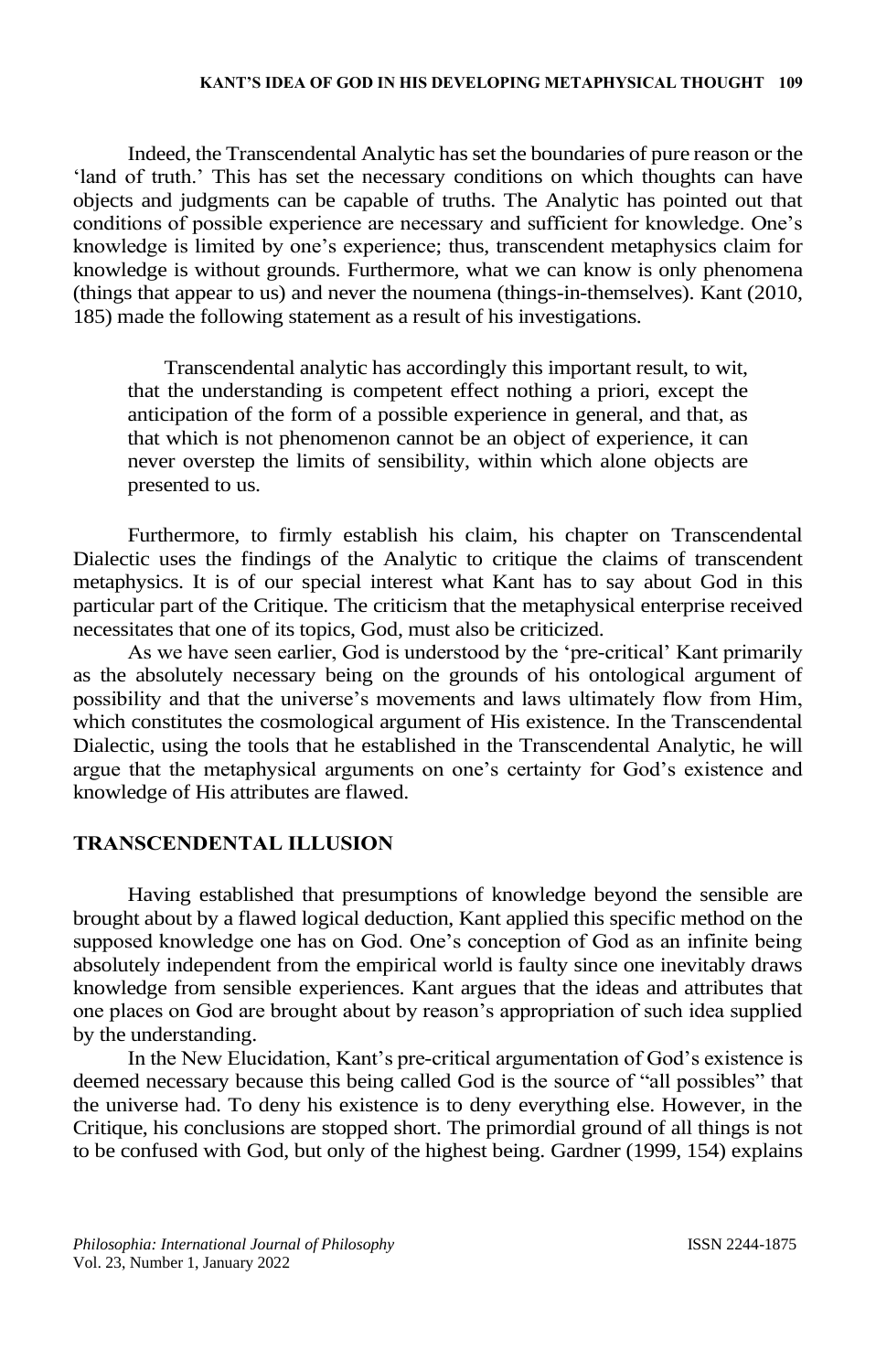Indeed, the Transcendental Analytic has set the boundaries of pure reason or the 'land of truth.' This has set the necessary conditions on which thoughts can have objects and judgments can be capable of truths. The Analytic has pointed out that conditions of possible experience are necessary and sufficient for knowledge. One's knowledge is limited by one's experience; thus, transcendent metaphysics claim for knowledge is without grounds. Furthermore, what we can know is only phenomena (things that appear to us) and never the noumena (things-in-themselves). Kant (2010, 185) made the following statement as a result of his investigations.

> Transcendental analytic has accordingly this important result, to wit, that the understanding is competent effect nothing a priori, except the anticipation of the form of a possible experience in general, and that, as that which is not phenomenon cannot be an object of experience, it can never overstep the limits of sensibility, within which alone objects are presented to us.

Furthermore, to firmly establish his claim, his chapter on Transcendental Dialectic uses the findings of the Analytic to critique the claims of transcendent metaphysics. It is of our special interest what Kant has to say about God in this particular part of the Critique. The criticism that the metaphysical enterprise received necessitates that one of its topics, God, must also be criticized.

As we have seen earlier, God is understood by the 'pre-critical' Kant primarily as the absolutely necessary being on the grounds of his ontological argument of possibility and that the universe's movements and laws ultimately flow from Him, which constitutes the cosmological argument of His existence. In the Transcendental Dialectic, using the tools that he established in the Transcendental Analytic, he will argue that the metaphysical arguments on one's certainty for God's existence and knowledge of His attributes are flawed.

## TRANSCENDENTAL ILLUSION

Having established that presumptions of knowledge beyond the sensible are brought about by a flawed logical deduction, Kant applied this specific method on the supposed knowledge one has on God. One's conception of God as an infinite being absolutely independent from the empirical world is faulty since one inevitably draws knowledge from sensible experiences. Kant argues that the ideas and attributes that one places on God are brought about by reason's appropriation of such idea supplied by the understanding.

In the New Elucidation, Kant's pre-critical argumentation of God's existence is deemed necessary because this being called God is the source of "all possibles" that the universe had. To deny his existence is to deny everything else. However, in the Critique, his conclusions are stopped short. The primordial ground of all things is not to be confused with God, but only of the highest being. Gardner (1999, 154) explains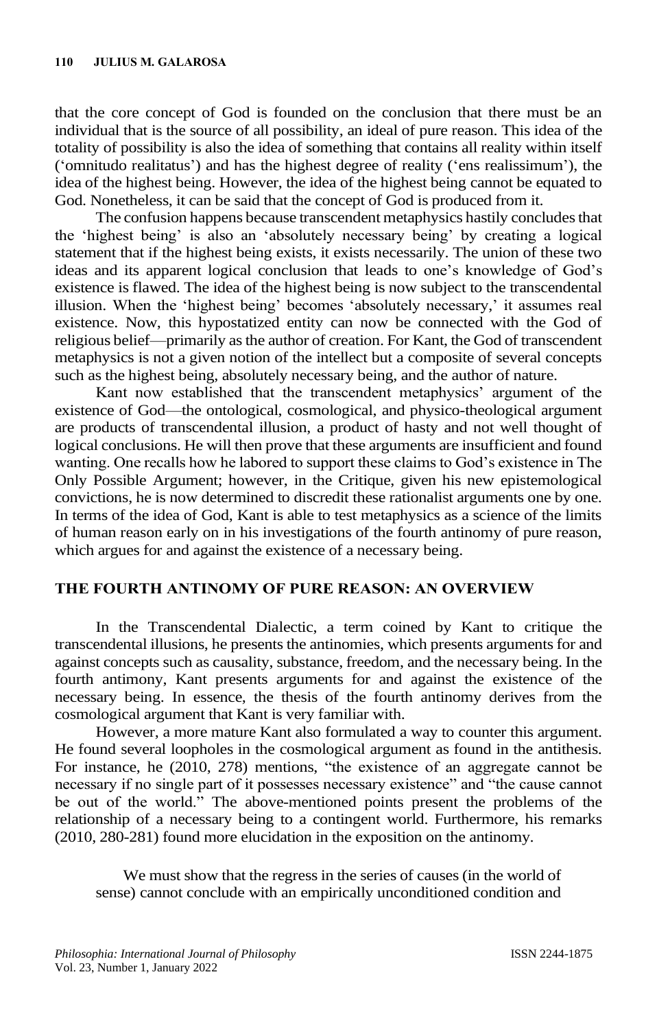that the core concept of God is founded on the conclusion that there must be an individual that is the source of all possibility, an ideal of pure reason. This idea of the totality of possibility is also the idea of something that contains all reality within itself ('omnitudo realitatus') and has the highest degree of reality ('ens realissimum'), the idea of the highest being. However, the idea of the highest being cannot be equated to God. Nonetheless, it can be said that the concept of God is produced from it.

The confusion happens because transcendent metaphysics hastily concludes that the 'highest being' is also an 'absolutely necessary being' by creating a logical statement that if the highest being exists, it exists necessarily. The union of these two ideas and its apparent logical conclusion that leads to one's knowledge of God's existence is flawed. The idea of the highest being is now subject to the transcendental illusion. When the 'highest being' becomes 'absolutely necessary,' it assumes real existence. Now, this hypostatized entity can now be connected with the God of religious belief—primarily as the author of creation. For Kant, the God of transcendent metaphysics is not a given notion of the intellect but a composite of several concepts such as the highest being, absolutely necessary being, and the author of nature.

Kant now established that the transcendent metaphysics' argument of the existence of God—the ontological, cosmological, and physico-theological argument are products of transcendental illusion, a product of hasty and not well thought of logical conclusions. He will then prove that these arguments are insufficient and found wanting. One recalls how he labored to support these claims to God's existence in The Only Possible Argument; however, in the Critique, given his new epistemological convictions, he is now determined to discredit these rationalist arguments one by one. In terms of the idea of God, Kant is able to test metaphysics as a science of the limits of human reason early on in his investigations of the fourth antinomy of pure reason, which argues for and against the existence of a necessary being.

## THE FOURTH ANTINOMY OF PURE REASON: AN OVERVIEW

In the Transcendental Dialectic, a term coined by Kant to critique the transcendental illusions, he presents the antinomies, which presents arguments for and against concepts such as causality, substance, freedom, and the necessary being. In the fourth antimony, Kant presents arguments for and against the existence of the necessary being. In essence, the thesis of the fourth antinomy derives from the cosmological argument that Kant is very familiar with.

However, a more mature Kant also formulated a way to counter this argument. He found several loopholes in the cosmological argument as found in the antithesis. For instance, he (2010, 278) mentions, "the existence of an aggregate cannot be necessary if no single part of it possesses necessary existence" and "the cause cannot be out of the world." The above-mentioned points present the problems of the relationship of a necessary being to a contingent world. Furthermore, his remarks (2010, 280-281) found more elucidation in the exposition on the antinomy.

> We must show that the regress in the series of causes (in the world of sense) cannot conclude with an empirically unconditioned condition and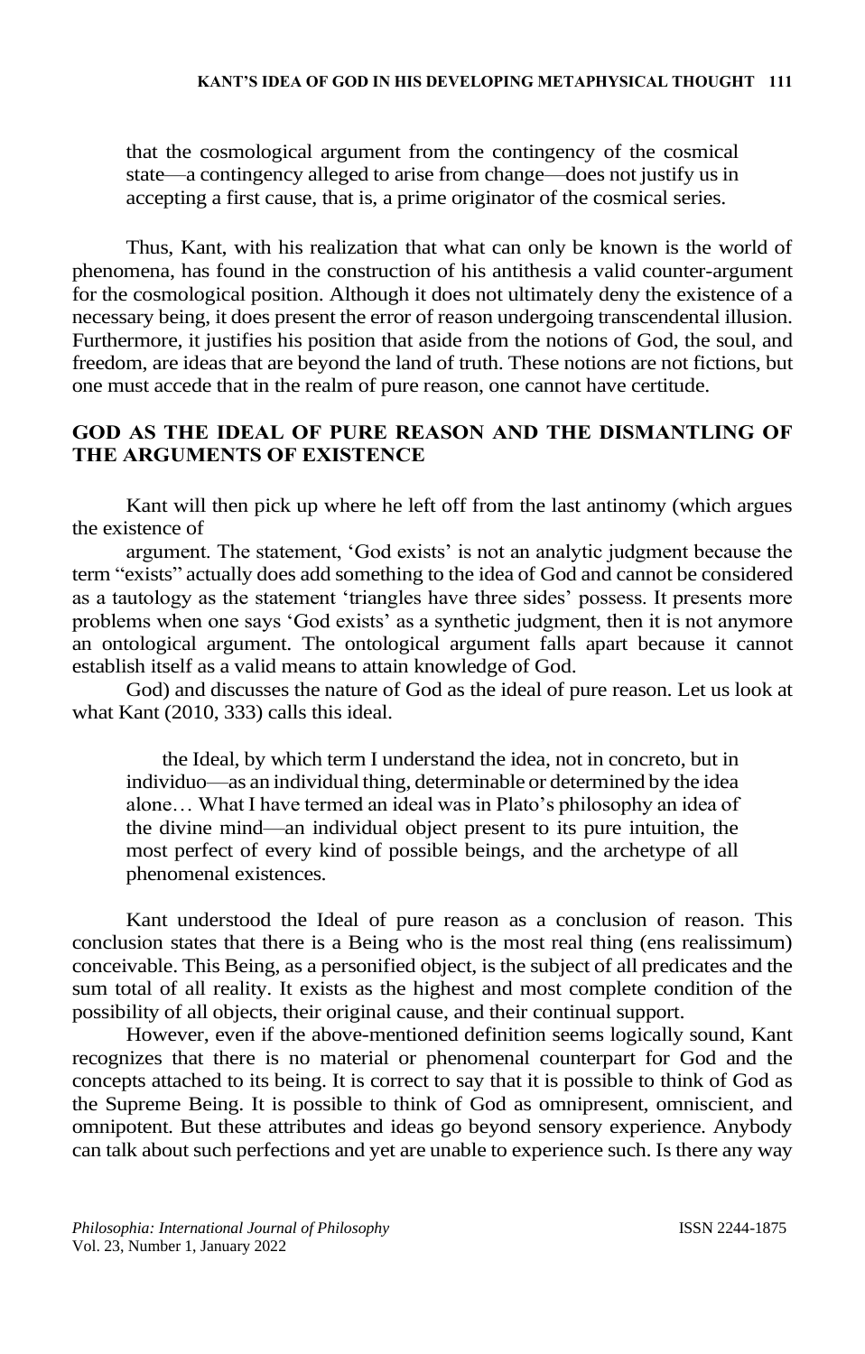that the cosmological argument from the contingency of the cosmical state—a contingency alleged to arise from change—does not justify us in accepting a first cause, that is, a prime originator of the cosmical series.

Thus, Kant, with his realization that what can only be known is the world of phenomena, has found in the construction of his antithesis a valid counter-argument for the cosmological position. Although it does not ultimately deny the existence of a necessary being, it does present the error of reason undergoing transcendental illusion. Furthermore, it justifies his position that aside from the notions of God, the soul, and freedom, are ideas that are beyond the land of truth. These notions are not fictions, but one must accede that in the realm of pure reason, one cannot have certitude.

## GOD AS THE IDEAL OF PURE REASON AND THE DISMANTLING OF THE ARGUMENTS OF EXISTENCE

Kant will then pick up where he left off from the last antinomy (which argues the existence of

argument. The statement, 'God exists' is not an analytic judgment because the term "exists" actually does add something to the idea of God and cannot be considered as a tautology as the statement 'triangles have three sides' possess. It presents more problems when one says 'God exists' as a synthetic judgment, then it is not anymore an ontological argument. The ontological argument falls apart because it cannot establish itself as a valid means to attain knowledge of God.

God) and discusses the nature of God as the ideal of pure reason. Let us look at what Kant (2010, 333) calls this ideal.

> the Ideal, by which term I understand the idea, not in concreto, but in individuo—as an individual thing, determinable or determined by the idea alone… What I have termed an ideal was in Plato's philosophy an idea of the divine mind—an individual object present to its pure intuition, the most perfect of every kind of possible beings, and the archetype of all phenomenal existences.

Kant understood the Ideal of pure reason as a conclusion of reason. This conclusion states that there is a Being who is the most real thing (ens realissimum) conceivable. This Being, as a personified object, is the subject of all predicates and the sum total of all reality. It exists as the highest and most complete condition of the possibility of all objects, their original cause, and their continual support.

However, even if the above-mentioned definition seems logically sound, Kant recognizes that there is no material or phenomenal counterpart for God and the concepts attached to its being. It is correct to say that it is possible to think of God as the Supreme Being. It is possible to think of God as omnipresent, omniscient, and omnipotent. But these attributes and ideas go beyond sensory experience. Anybody can talk about such perfections and yet are unable to experience such. Is there any way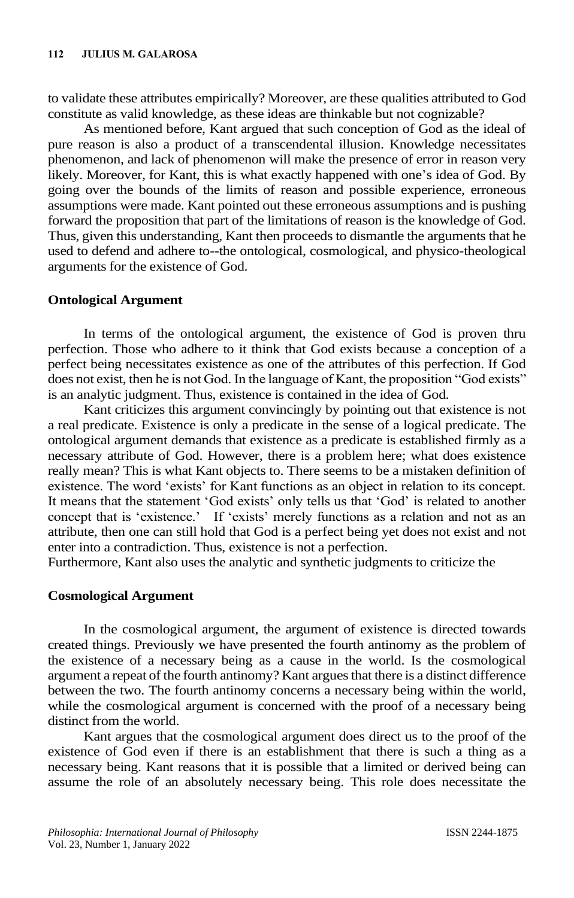to validate these attributes empirically? Moreover, are these qualities attributed to God constitute as valid knowledge, as these ideas are thinkable but not cognizable?

As mentioned before, Kant argued that such conception of God as the ideal of pure reason is also a product of a transcendental illusion. Knowledge necessitates phenomenon, and lack of phenomenon will make the presence of error in reason very likely. Moreover, for Kant, this is what exactly happened with one's idea of God. By going over the bounds of the limits of reason and possible experience, erroneous assumptions were made. Kant pointed out these erroneous assumptions and is pushing forward the proposition that part of the limitations of reason is the knowledge of God. Thus, given this understanding, Kant then proceeds to dismantle the arguments that he used to defend and adhere to--the ontological, cosmological, and physico-theological arguments for the existence of God.

### Ontological Argument

In terms of the ontological argument, the existence of God is proven thru perfection. Those who adhere to it think that God exists because a conception of a perfect being necessitates existence as one of the attributes of this perfection. If God does not exist, then he is not God. In the language of Kant, the proposition "God exists" is an analytic judgment. Thus, existence is contained in the idea of God.

Kant criticizes this argument convincingly by pointing out that existence is not a real predicate. Existence is only a predicate in the sense of a logical predicate. The ontological argument demands that existence as a predicate is established firmly as a necessary attribute of God. However, there is a problem here; what does existence really mean? This is what Kant objects to. There seems to be a mistaken definition of existence. The word 'exists' for Kant functions as an object in relation to its concept. It means that the statement 'God exists' only tells us that 'God' is related to another concept that is 'existence.' If 'exists' merely functions as a relation and not as an attribute, then one can still hold that God is a perfect being yet does not exist and not enter into a contradiction. Thus, existence is not a perfection.

Furthermore, Kant also uses the analytic and synthetic judgments to criticize the

### Cosmological Argument

In the cosmological argument, the argument of existence is directed towards created things. Previously we have presented the fourth antinomy as the problem of the existence of a necessary being as a cause in the world. Is the cosmological argument a repeat of the fourth antinomy? Kant argues that there is a distinct difference between the two. The fourth antinomy concerns a necessary being within the world, while the cosmological argument is concerned with the proof of a necessary being distinct from the world.

Kant argues that the cosmological argument does direct us to the proof of the existence of God even if there is an establishment that there is such a thing as a necessary being. Kant reasons that it is possible that a limited or derived being can assume the role of an absolutely necessary being. This role does necessitate the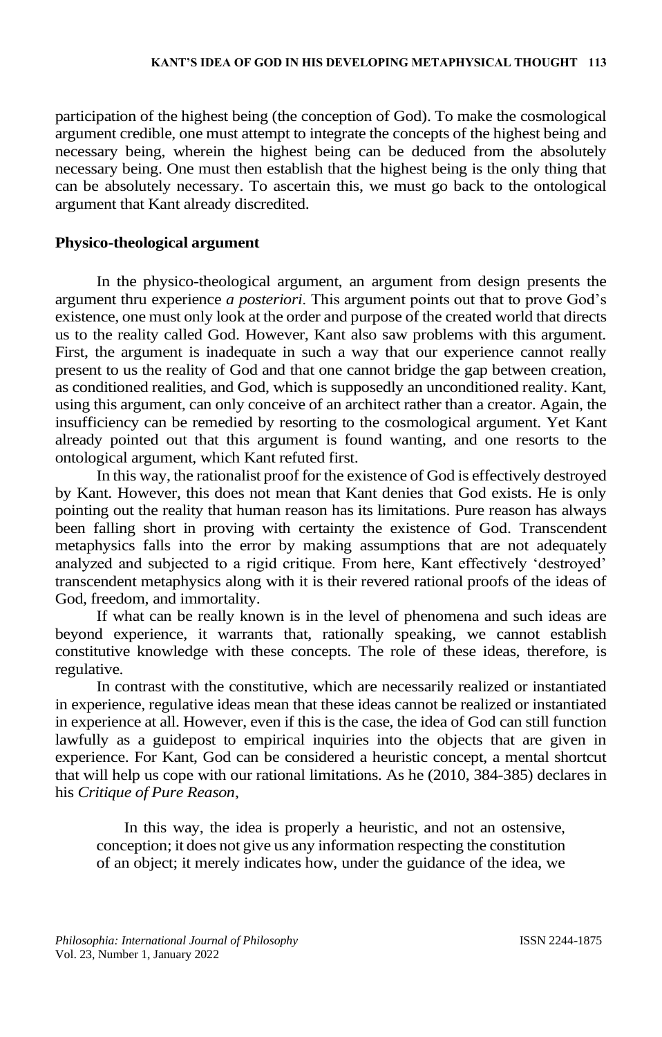participation of the highest being (the conception of God). To make the cosmological argument credible, one must attempt to integrate the concepts of the highest being and necessary being, wherein the highest being can be deduced from the absolutely necessary being. One must then establish that the highest being is the only thing that can be absolutely necessary. To ascertain this, we must go back to the ontological argument that Kant already discredited.

**Physico-theological argument**

In the physico-theological argument, an argument from design presents the argument thru experience *a posteriori*. This argument points out that to prove God's existence, one must only look at the order and purpose of the created world that directs us to the reality called God. However, Kant also saw problems with this argument. First, the argument is inadequate in such a way that our experience cannot really present to us the reality of God and that one cannot bridge the gap between creation, as conditioned realities, and God, which is supposedly an unconditioned reality. Kant, using this argument, can only conceive of an architect rather than a creator. Again, the insufficiency can be remedied by resorting to the cosmological argument. Yet Kant already pointed out that this argument is found wanting, and one resorts to the ontological argument, which Kant refuted first.

In this way, the rationalist proof for the existence of God is effectively destroyed by Kant. However, this does not mean that Kant denies that God exists. He is only pointing out the reality that human reason has its limitations. Pure reason has always been falling short in proving with certainty the existence of God. Transcendent metaphysics falls into the error by making assumptions that are not adequately analyzed and subjected to a rigid critique. From here, Kant effectively 'destroyed' transcendent metaphysics along with it is their revered rational proofs of the ideas of God, freedom, and immortality.

If what can be really known is in the level of phenomena and such ideas are beyond experience, it warrants that, rationally speaking, we cannot establish constitutive knowledge with these concepts. The role of these ideas, therefore, is regulative.

In contrast with the constitutive, which are necessarily realized or instantiated in experience, regulative ideas mean that these ideas cannot be realized or instantiated in experience at all. However, even if this is the case, the idea of God can still function lawfully as a guidepost to empirical inquiries into the objects that are given in experience. For Kant, God can be considered a heuristic concept, a mental shortcut that will help us cope with our rational limitations. As he (2010, 384-385) declares in his *Critique of Pure Reason*,

> In this way, the idea is properly a heuristic, and not an ostensive, conception; it does not give us any information respecting the constitution of an object; it merely indicates how, under the guidance of the idea, we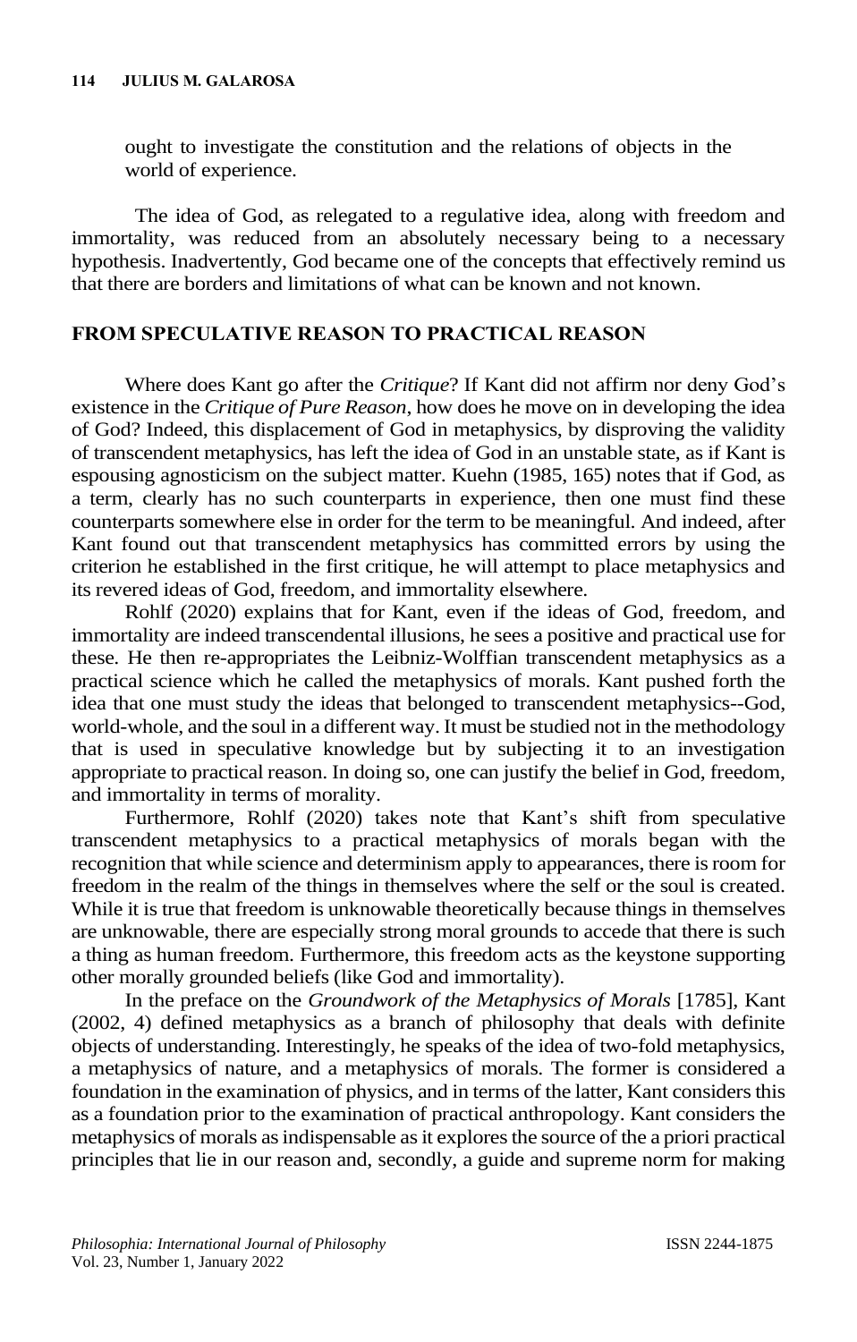ought to investigate the constitution and the relations of objects in the world of experience.

The idea of God, as relegated to a regulative idea, along with freedom and immortality, was reduced from an absolutely necessary being to a necessary hypothesis. Inadvertently, God became one of the concepts that effectively remind us that there are borders and limitations of what can be known and not known.

## FROM SPECULATIVE REASON TO PRACTICAL REASON

Where does Kant go after the *Critique*? If Kant did not affirm nor deny God's existence in the *Critique of Pure Reason*, how does he move on in developing the idea of God? Indeed, this displacement of God in metaphysics, by disproving the validity of transcendent metaphysics, has left the idea of God in an unstable state, as if Kant is espousing agnosticism on the subject matter. Kuehn (1985, 165) notes that if God, as a term, clearly has no such counterparts in experience, then one must find these counterparts somewhere else in order for the term to be meaningful. And indeed, after Kant found out that transcendent metaphysics has committed errors by using the criterion he established in the first critique, he will attempt to place metaphysics and its revered ideas of God, freedom, and immortality elsewhere.

Rohlf (2020) explains that for Kant, even if the ideas of God, freedom, and immortality are indeed transcendental illusions, he sees a positive and practical use for these. He then re-appropriates the Leibniz-Wolffian transcendent metaphysics as a practical science which he called the metaphysics of morals. Kant pushed forth the idea that one must study the ideas that belonged to transcendent metaphysics--God, world-whole, and the soul in a different way. It must be studied not in the methodology that is used in speculative knowledge but by subjecting it to an investigation appropriate to practical reason. In doing so, one can justify the belief in God, freedom, and immortality in terms of morality.

Furthermore, Rohlf (2020) takes note that Kant's shift from speculative transcendent metaphysics to a practical metaphysics of morals began with the recognition that while science and determinism apply to appearances, there is room for freedom in the realm of the things in themselves where the self or the soul is created. While it is true that freedom is unknowable theoretically because things in themselves are unknowable, there are especially strong moral grounds to accede that there is such a thing as human freedom. Furthermore, this freedom acts as the keystone supporting other morally grounded beliefs (like God and immortality).

In the preface on the *Groundwork of the Metaphysics of Morals* [1785], Kant (2002, 4) defined metaphysics as a branch of philosophy that deals with definite objects of understanding. Interestingly, he speaks of the idea of two-fold metaphysics, a metaphysics of nature, and a metaphysics of morals. The former is considered a foundation in the examination of physics, and in terms of the latter, Kant considers this as a foundation prior to the examination of practical anthropology. Kant considers the metaphysics of morals as indispensable as it explores the source of the a priori practical principles that lie in our reason and, secondly, a guide and supreme norm for making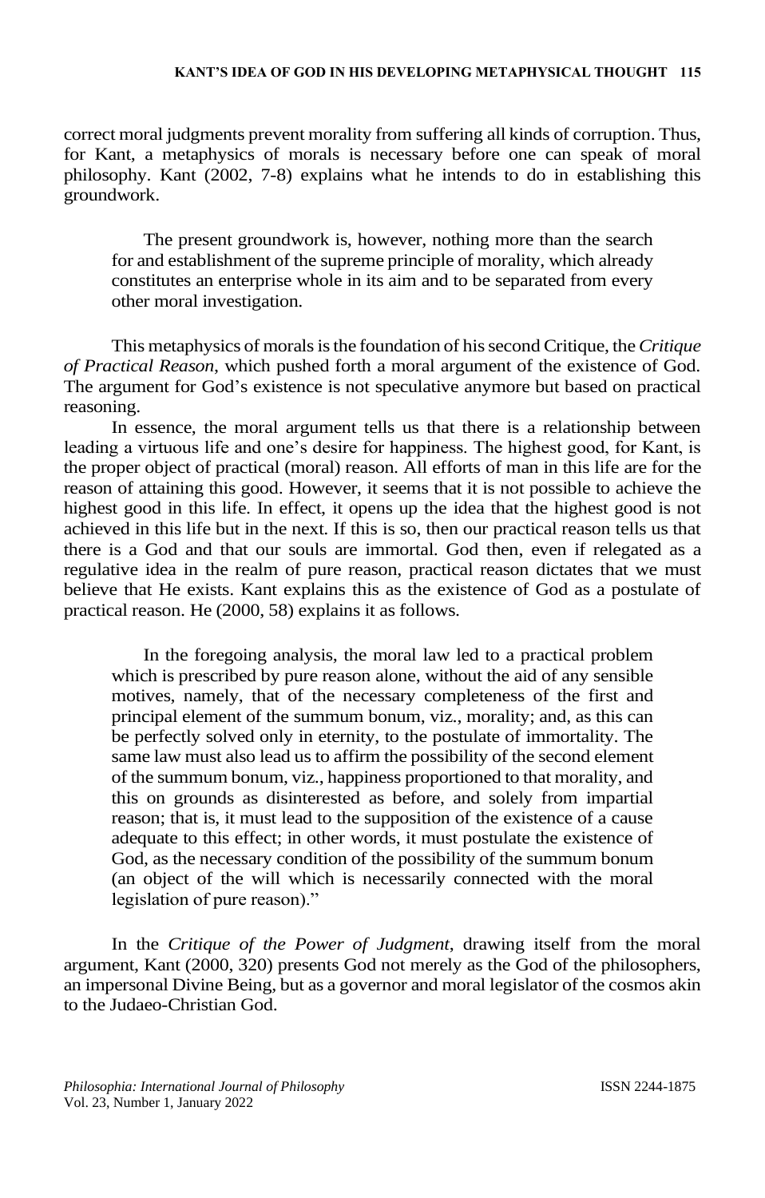correct moral judgments prevent morality from suffering all kinds of corruption. Thus, for Kant, a metaphysics of morals is necessary before one can speak of moral philosophy. Kant (2002, 7-8) explains what he intends to do in establishing this groundwork.

> The present groundwork is, however, nothing more than the search for and establishment of the supreme principle of morality, which already constitutes an enterprise whole in its aim and to be separated from every other moral investigation.

This metaphysics of morals is the foundation of his second Critique, the *Critique of Practical Reason*, which pushed forth a moral argument of the existence of God. The argument for God's existence is not speculative anymore but based on practical reasoning.

In essence, the moral argument tells us that there is a relationship between leading a virtuous life and one's desire for happiness. The highest good, for Kant, is the proper object of practical (moral) reason. All efforts of man in this life are for the reason of attaining this good. However, it seems that it is not possible to achieve the highest good in this life. In effect, it opens up the idea that the highest good is not achieved in this life but in the next. If this is so, then our practical reason tells us that there is a God and that our souls are immortal. God then, even if relegated as a regulative idea in the realm of pure reason, practical reason dictates that we must believe that He exists. Kant explains this as the existence of God as a postulate of practical reason. He (2000, 58) explains it as follows.

> In the foregoing analysis, the moral law led to a practical problem which is prescribed by pure reason alone, without the aid of any sensible motives, namely, that of the necessary completeness of the first and principal element of the summum bonum, viz., morality; and, as this can be perfectly solved only in eternity, to the postulate of immortality. The same law must also lead us to affirm the possibility of the second element of the summum bonum, viz., happiness proportioned to that morality, and this on grounds as disinterested as before, and solely from impartial reason; that is, it must lead to the supposition of the existence of a cause adequate to this effect; in other words, it must postulate the existence of God, as the necessary condition of the possibility of the summum bonum (an object of the will which is necessarily connected with the moral legislation of pure reason)."

In the *Critique of the Power of Judgment*, drawing itself from the moral argument, Kant (2000, 320) presents God not merely as the God of the philosophers, an impersonal Divine Being, but as a governor and moral legislator of the cosmos akin to the Judaeo-Christian God.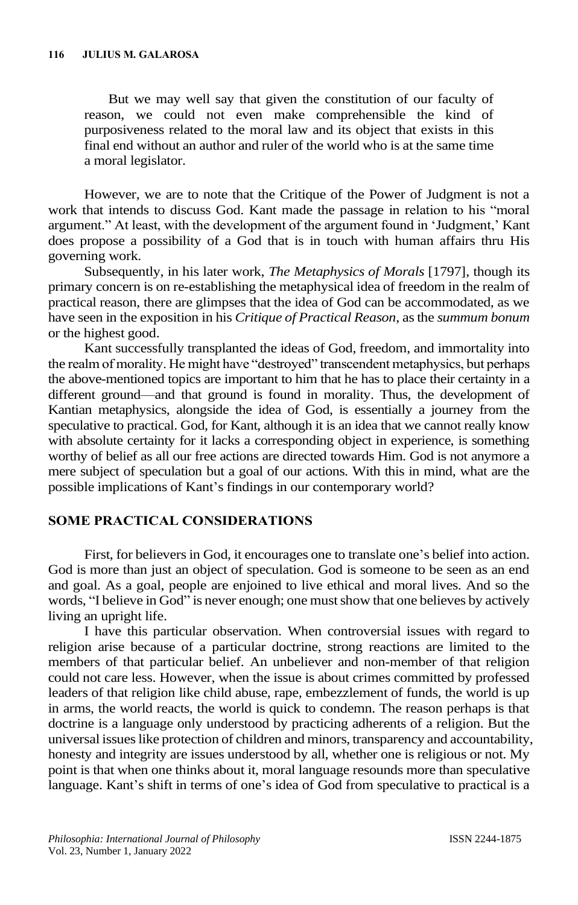> But we may well say that given the constitution of our faculty of reason, we could not even make comprehensible the kind of purposiveness related to the moral law and its object that exists in this final end without an author and ruler of the world who is at the same time a moral legislator.

However, we are to note that the Critique of the Power of Judgment is not a work that intends to discuss God. Kant made the passage in relation to his "moral argument." At least, with the development of the argument found in 'Judgment,' Kant does propose a possibility of a God that is in touch with human affairs thru His governing work.

Subsequently, in his later work, *The Metaphysics of Morals* [1797], though its primary concern is on re-establishing the metaphysical idea of freedom in the realm of practical reason, there are glimpses that the idea of God can be accommodated, as we have seen in the exposition in his *Critique of Practical Reason*, as the *summum bonum* or the highest good.

Kant successfully transplanted the ideas of God, freedom, and immortality into the realm of morality. He might have "destroyed" transcendent metaphysics, but perhaps the above-mentioned topics are important to him that he has to place their certainty in a different ground—and that ground is found in morality. Thus, the development of Kantian metaphysics, alongside the idea of God, is essentially a journey from the speculative to practical. God, for Kant, although it is an idea that we cannot really know with absolute certainty for it lacks a corresponding object in experience, is something worthy of belief as all our free actions are directed towards Him. God is not anymore a mere subject of speculation but a goal of our actions. With this in mind, what are the possible implications of Kant's findings in our contemporary world?

## SOME PRACTICAL CONSIDERATIONS

First, for believers in God, it encourages one to translate one's belief into action. God is more than just an object of speculation. God is someone to be seen as an end and goal. As a goal, people are enjoined to live ethical and moral lives. And so the words, "I believe in God" is never enough; one must show that one believes by actively living an upright life.

I have this particular observation. When controversial issues with regard to religion arise because of a particular doctrine, strong reactions are limited to the members of that particular belief. An unbeliever and non-member of that religion could not care less. However, when the issue is about crimes committed by professed leaders of that religion like child abuse, rape, embezzlement of funds, the world is up in arms, the world reacts, the world is quick to condemn. The reason perhaps is that doctrine is a language only understood by practicing adherents of a religion. But the universal issues like protection of children and minors, transparency and accountability, honesty and integrity are issues understood by all, whether one is religious or not. My point is that when one thinks about it, moral language resounds more than speculative language. Kant's shift in terms of one's idea of God from speculative to practical is a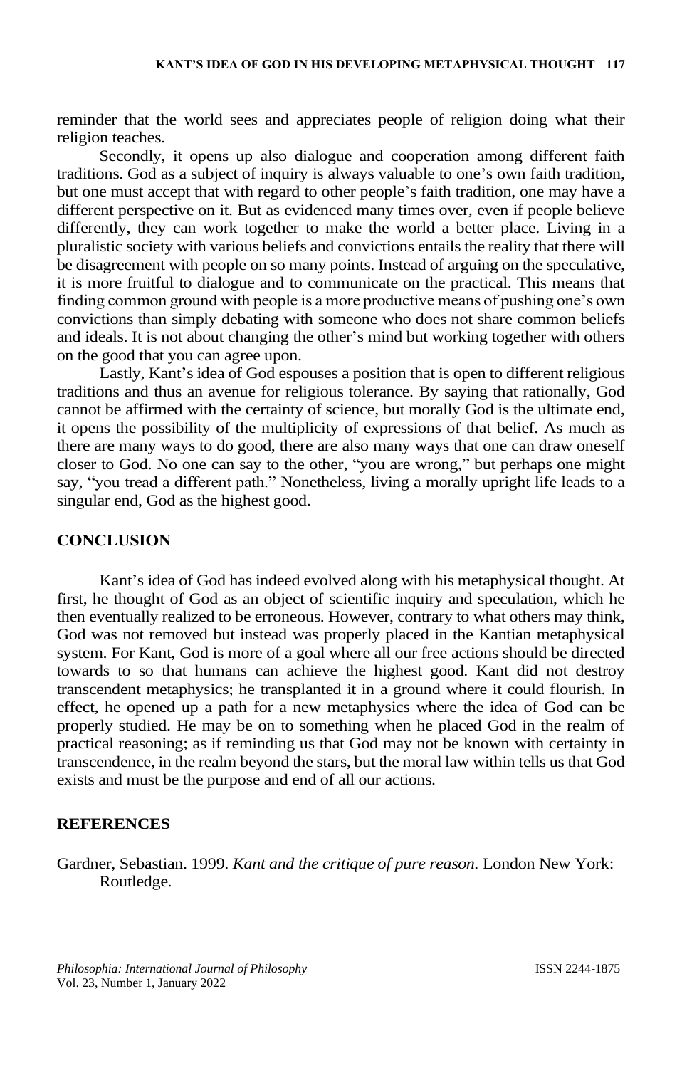reminder that the world sees and appreciates people of religion doing what their religion teaches.

Secondly, it opens up also dialogue and cooperation among different faith traditions. God as a subject of inquiry is always valuable to one's own faith tradition, but one must accept that with regard to other people's faith tradition, one may have a different perspective on it. But as evidenced many times over, even if people believe differently, they can work together to make the world a better place. Living in a pluralistic society with various beliefs and convictions entails the reality that there will be disagreement with people on so many points. Instead of arguing on the speculative, it is more fruitful to dialogue and to communicate on the practical. This means that finding common ground with people is a more productive means of pushing one's own convictions than simply debating with someone who does not share common beliefs and ideals. It is not about changing the other's mind but working together with others on the good that you can agree upon.

Lastly, Kant's idea of God espouses a position that is open to different religious traditions and thus an avenue for religious tolerance. By saying that rationally, God cannot be affirmed with the certainty of science, but morally God is the ultimate end, it opens the possibility of the multiplicity of expressions of that belief. As much as there are many ways to do good, there are also many ways that one can draw oneself closer to God. No one can say to the other, "you are wrong," but perhaps one might say, "you tread a different path." Nonetheless, living a morally upright life leads to a singular end, God as the highest good.

## CONCLUSION

Kant's idea of God has indeed evolved along with his metaphysical thought. At first, he thought of God as an object of scientific inquiry and speculation, which he then eventually realized to be erroneous. However, contrary to what others may think, God was not removed but instead was properly placed in the Kantian metaphysical system. For Kant, God is more of a goal where all our free actions should be directed towards to so that humans can achieve the highest good. Kant did not destroy transcendent metaphysics; he transplanted it in a ground where it could flourish. In effect, he opened up a path for a new metaphysics where the idea of God can be properly studied. He may be on to something when he placed God in the realm of practical reasoning; as if reminding us that God may not be known with certainty in transcendence, in the realm beyond the stars, but the moral law within tells us that God exists and must be the purpose and end of all our actions.

## REFERENCES

Gardner, Sebastian. 1999. *Kant and the critique of pure reason.* London New York: Routledge.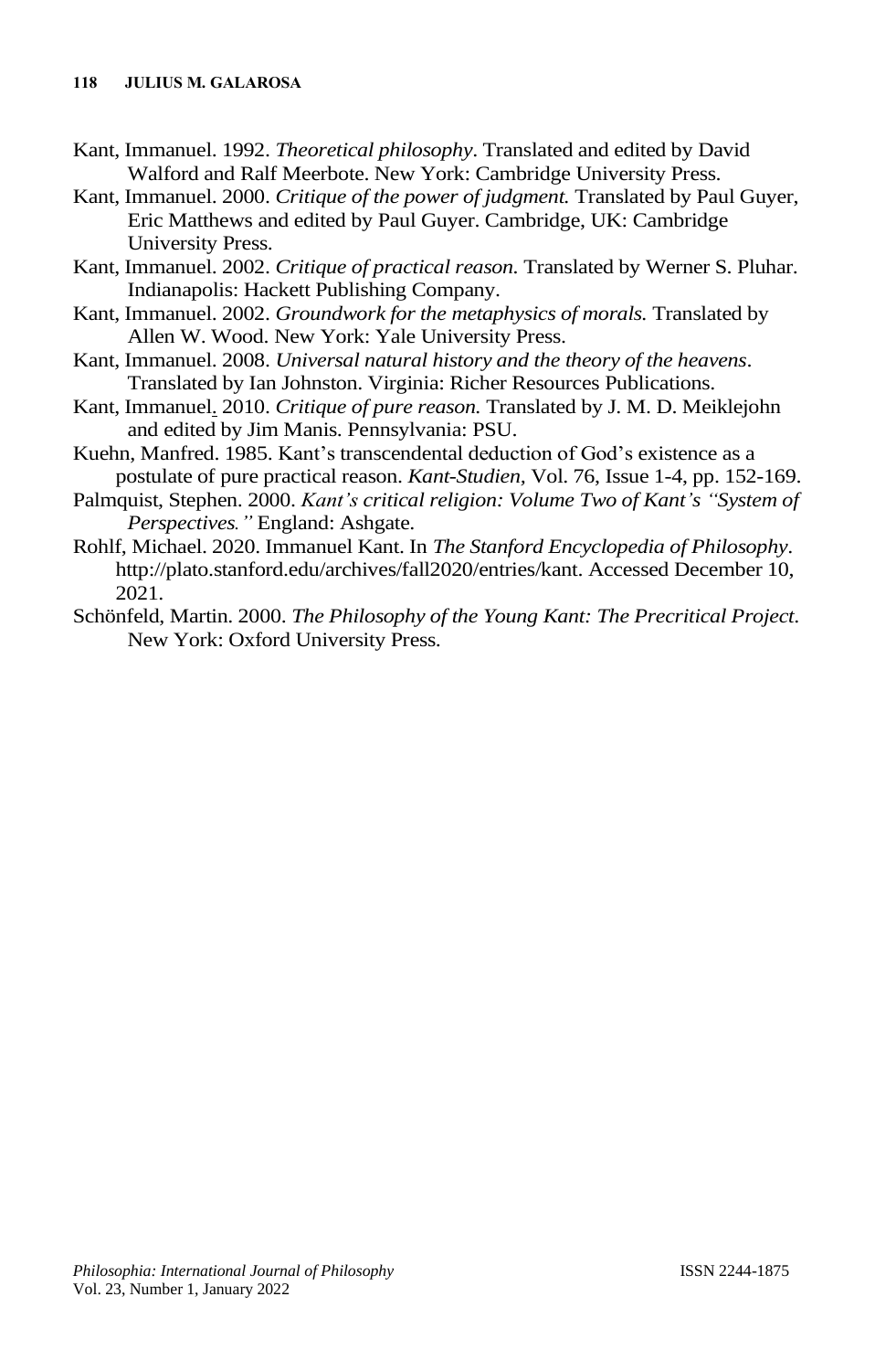Kant, Immanuel. 1992. *Theoretical philosophy*. Translated and edited by David Walford and Ralf Meerbote. New York: Cambridge University Press.

Kant, Immanuel. 2000. *Critique of the power of judgment.* Translated by Paul Guyer, Eric Matthews and edited by Paul Guyer. Cambridge, UK: Cambridge University Press.

Kant, Immanuel. 2002. *Critique of practical reason.* Translated by Werner S. Pluhar. Indianapolis: Hackett Publishing Company.

Kant, Immanuel. 2002. *Groundwork for the metaphysics of morals.* Translated by Allen W. Wood. New York: Yale University Press.

Kant, Immanuel. 2008. *Universal natural history and the theory of the heavens*. Translated by Ian Johnston. Virginia: Richer Resources Publications.

Kant, Immanuel. 2010. *Critique of pure reason.* Translated by J. M. D. Meiklejohn and edited by Jim Manis. Pennsylvania: PSU.

Kuehn, Manfred. 1985. Kant's transcendental deduction of God's existence as a postulate of pure practical reason. *Kant-Studien,* Vol. 76, Issue 1-4, pp. 152-169.

Palmquist, Stephen. 2000. *Kant's critical religion: Volume Two of Kant's "System of Perspectives."* England: Ashgate.

Rohlf, Michael. 2020. Immanuel Kant. In *The Stanford Encyclopedia of Philosophy*. http://plato.stanford.edu/archives/fall2020/entries/kant. Accessed December 10, 2021.

Schönfeld, Martin. 2000. *The Philosophy of the Young Kant: The Precritical Project.* New York: Oxford University Press.